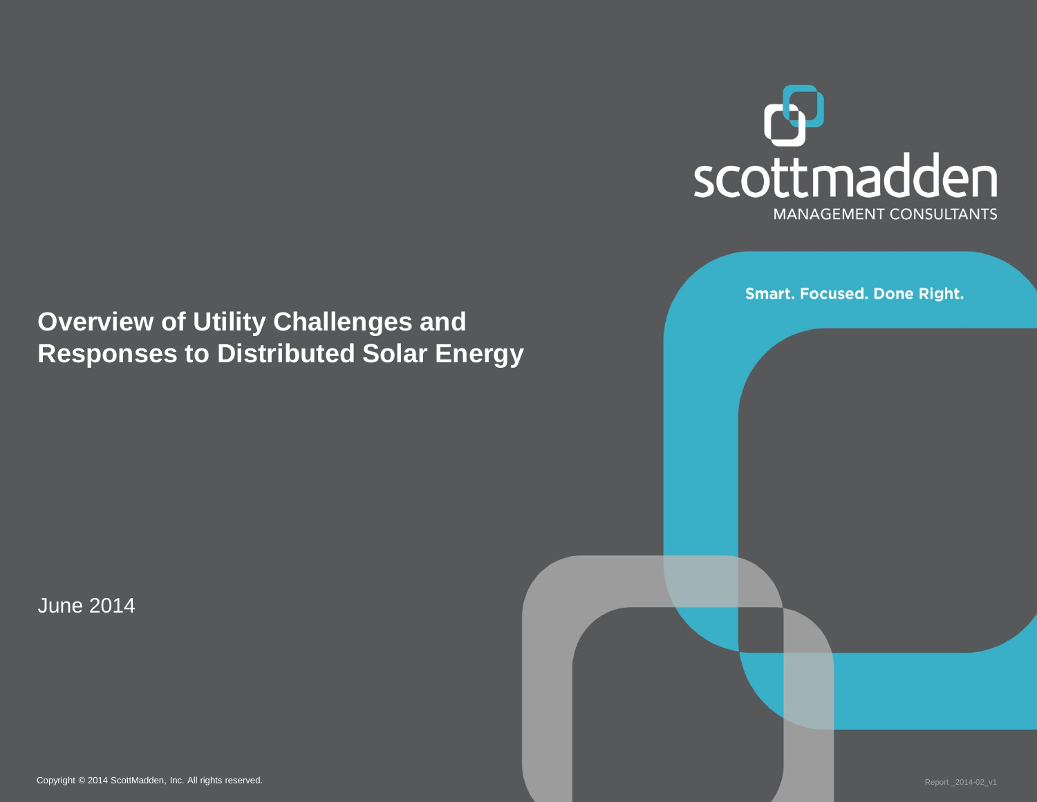scottmadden

MANAGEMENT CONSULTANTS

Smart. Focused. Done Right.

# Overview of Utility Challenges and Responses to Distributed Solar Energy

June 2014

Copyright © 2014 ScottMadden, Inc. All rights reserved.

Report _2014-02_v1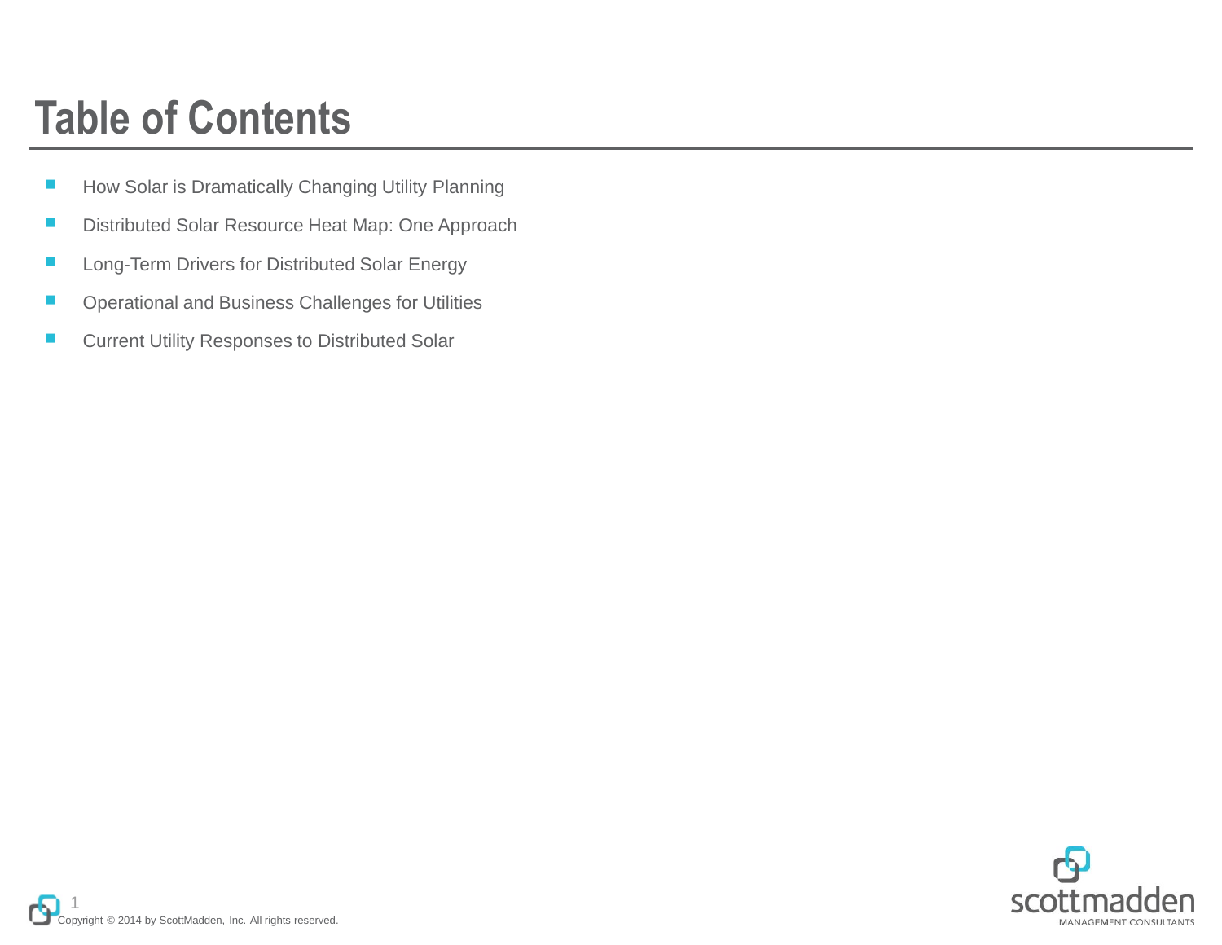# Table of Contents

- How Solar is Dramatically Changing Utility Planning
- Distributed Solar Resource Heat Map: One Approach
- Long-Term Drivers for Distributed Solar Energy
- Operational and Business Challenges for Utilities
- Current Utility Responses to Distributed Solar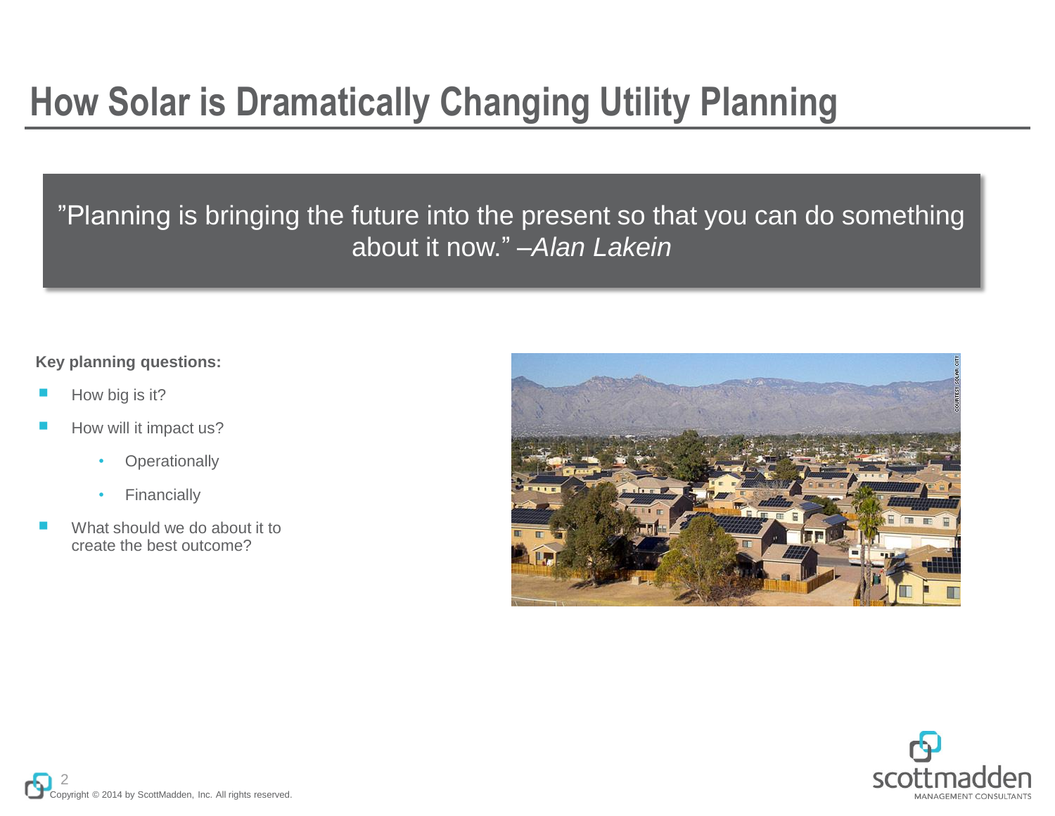# How Solar is Dramatically Changing Utility Planning

> ”Planning is bringing the future into the present so that you can do something about it now.” *–Alan Lakein*

**Key planning questions:**

- How big is it?
- How will it impact us?
  - Operationally
  - Financially
- What should we do about it to create the best outcome?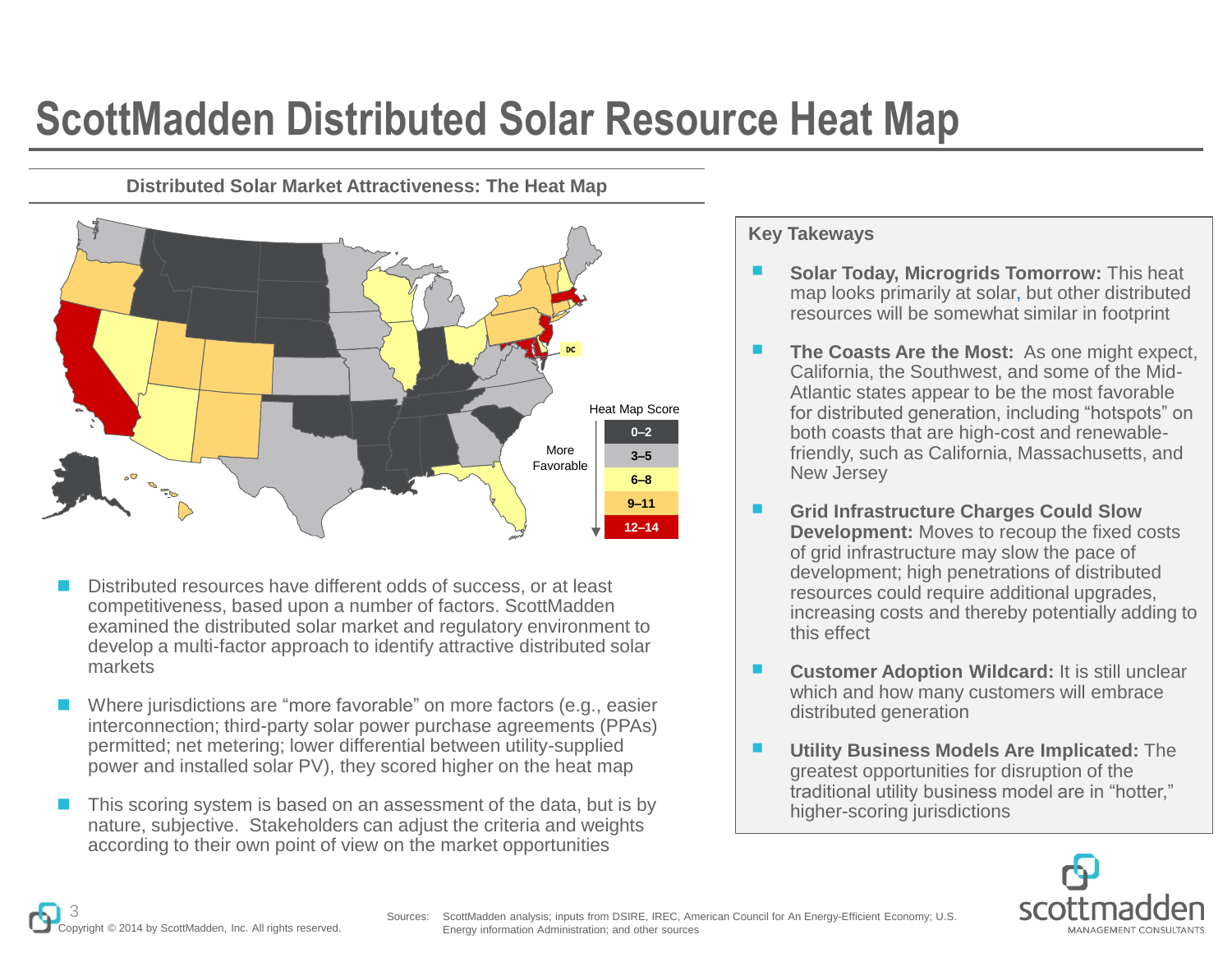# ScottMadden Distributed Solar Resource Heat Map

## Distributed Solar Market Attractiveness: The Heat Map

Heat Map Score

| Score |
|---|
| 0–2 |
| 3–5 |
| 6–8 |
| 9–11 |
| 12–14 |

More Favorable

- Distributed resources have different odds of success, or at least competitiveness, based upon a number of factors. ScottMadden examined the distributed solar market and regulatory environment to develop a multi-factor approach to identify attractive distributed solar markets
- Where jurisdictions are "more favorable" on more factors (e.g., easier interconnection; third-party solar power purchase agreements (PPAs) permitted; net metering; lower differential between utility-supplied power and installed solar PV), they scored higher on the heat map
- This scoring system is based on an assessment of the data, but is by nature, subjective. Stakeholders can adjust the criteria and weights according to their own point of view on the market opportunities

### Key Takeaways

- **Solar Today, Microgrids Tomorrow:** This heat map looks primarily at solar, but other distributed resources will be somewhat similar in footprint
- **The Coasts Are the Most:** As one might expect, California, the Southwest, and some of the Mid-Atlantic states appear to be the most favorable for distributed generation, including "hotspots" on both coasts that are high-cost and renewable-friendly, such as California, Massachusetts, and New Jersey
- **Grid Infrastructure Charges Could Slow Development:** Moves to recoup the fixed costs of grid infrastructure may slow the pace of development; high penetrations of distributed resources could require additional upgrades, increasing costs and thereby potentially adding to this effect
- **Customer Adoption Wildcard:** It is still unclear which and how many customers will embrace distributed generation
- **Utility Business Models Are Implicated:** The greatest opportunities for disruption of the traditional utility business model are in "hotter," higher-scoring jurisdictions

Sources: ScottMadden analysis; inputs from DSIRE, IREC, American Council for An Energy-Efficient Economy; U.S. Energy information Administration; and other sources

Copyright © 2014 by ScottMadden, Inc. All rights reserved.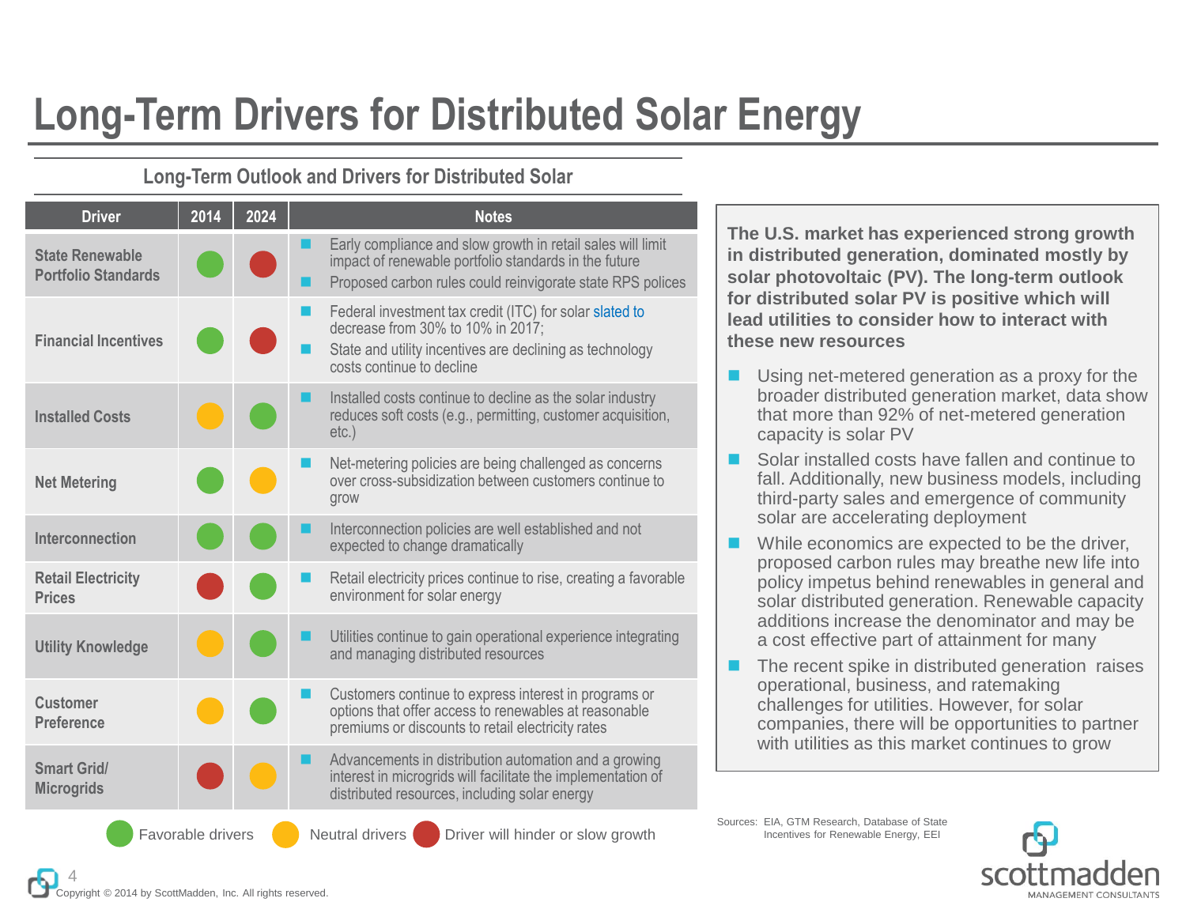# Long-Term Drivers for Distributed Solar Energy

## Long-Term Outlook and Drivers for Distributed Solar

| Driver | 2014 | 2024 | Notes |
|---|---|---|---|
| State Renewable Portfolio Standards | Favorable | Hinder | Early compliance and slow growth in retail sales will limit impact of renewable portfolio standards in the future; Proposed carbon rules could reinvigorate state RPS polices |
| Financial Incentives | Favorable | Hinder | Federal investment tax credit (ITC) for solar slated to decrease from 30% to 10% in 2017; State and utility incentives are declining as technology costs continue to decline |
| Installed Costs | Neutral | Favorable | Installed costs continue to decline as the solar industry reduces soft costs (e.g., permitting, customer acquisition, etc.) |
| Net Metering | Favorable | Neutral | Net-metering policies are being challenged as concerns over cross-subsidization between customers continue to grow |
| Interconnection | Favorable | Favorable | Interconnection policies are well established and not expected to change dramatically |
| Retail Electricity Prices | Hinder | Favorable | Retail electricity prices continue to rise, creating a favorable environment for solar energy |
| Utility Knowledge | Neutral | Favorable | Utilities continue to gain operational experience integrating and managing distributed resources |
| Customer Preference | Neutral | Favorable | Customers continue to express interest in programs or options that offer access to renewables at reasonable premiums or discounts to retail electricity rates |
| Smart Grid/ Microgrids | Hinder | Neutral | Advancements in distribution automation and a growing interest in microgrids will facilitate the implementation of distributed resources, including solar energy |

Favorable drivers | Neutral drivers | Driver will hinder or slow growth

**The U.S. market has experienced strong growth in distributed generation, dominated mostly by solar photovoltaic (PV). The long-term outlook for distributed solar PV is positive which will lead utilities to consider how to interact with these new resources**

- Using net-metered generation as a proxy for the broader distributed generation market, data show that more than 92% of net-metered generation capacity is solar PV
- Solar installed costs have fallen and continue to fall. Additionally, new business models, including third-party sales and emergence of community solar are accelerating deployment
- While economics are expected to be the driver, proposed carbon rules may breathe new life into policy impetus behind renewables in general and solar distributed generation. Renewable capacity additions increase the denominator and may be a cost effective part of attainment for many
- The recent spike in distributed generation raises operational, business, and ratemaking challenges for utilities. However, for solar companies, there will be opportunities to partner with utilities as this market continues to grow

Sources: EIA, GTM Research, Database of State Incentives for Renewable Energy, EEI

Copyright © 2014 by ScottMadden, Inc. All rights reserved.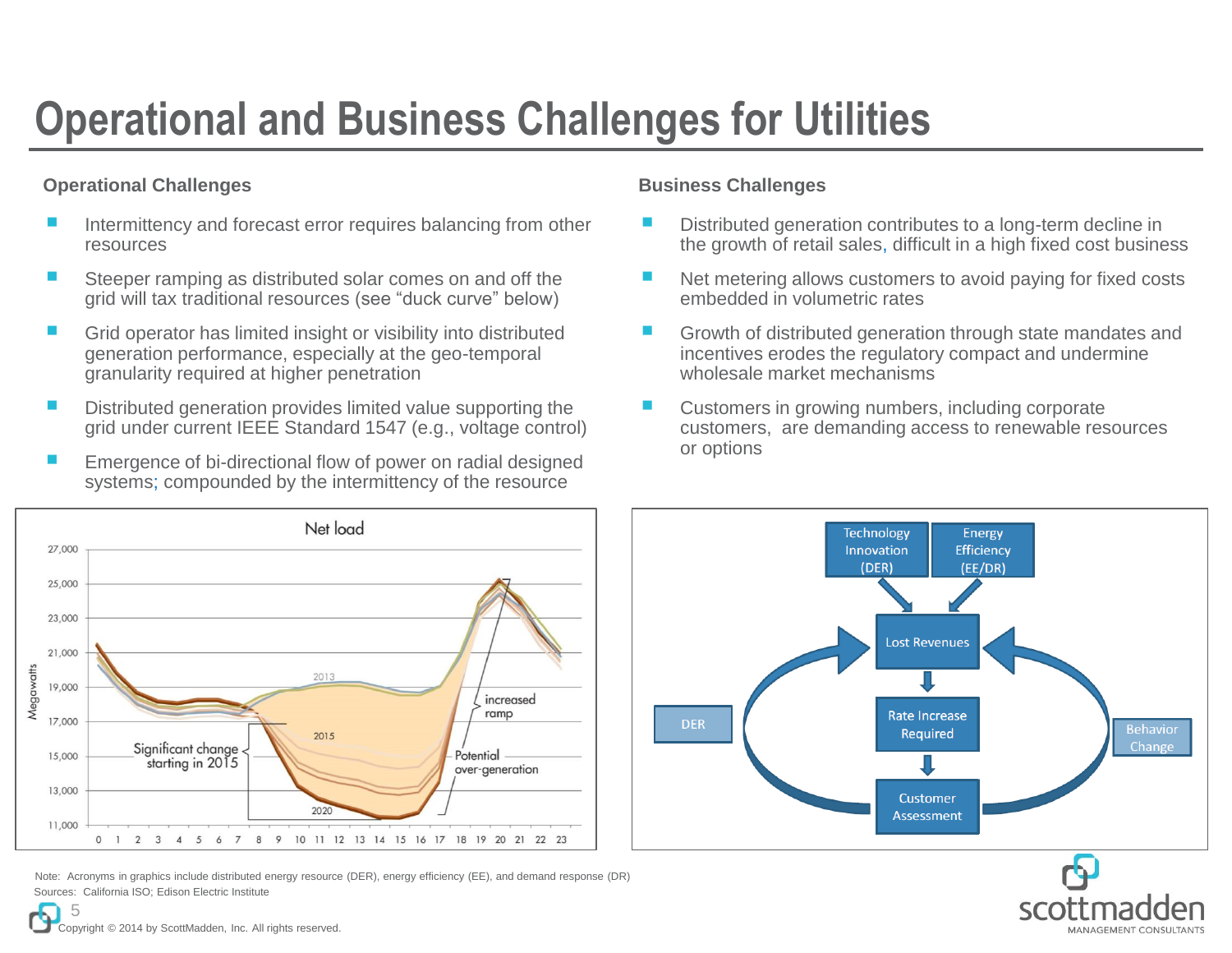# Operational and Business Challenges for Utilities

### Operational Challenges

- Intermittency and forecast error requires balancing from other resources
- Steeper ramping as distributed solar comes on and off the grid will tax traditional resources (see "duck curve" below)
- Grid operator has limited insight or visibility into distributed generation performance, especially at the geo-temporal granularity required at higher penetration
- Distributed generation provides limited value supporting the grid under current IEEE Standard 1547 (e.g., voltage control)
- Emergence of bi-directional flow of power on radial designed systems; compounded by the intermittency of the resource

### Business Challenges

- Distributed generation contributes to a long-term decline in the growth of retail sales, difficult in a high fixed cost business
- Net metering allows customers to avoid paying for fixed costs embedded in volumetric rates
- Growth of distributed generation through state mandates and incentives erodes the regulatory compact and undermine wholesale market mechanisms
- Customers in growing numbers, including corporate customers, are demanding access to renewable resources or options

Net load

Note: Acronyms in graphics include distributed energy resource (DER), energy efficiency (EE), and demand response (DR)

Sources: California ISO; Edison Electric Institute

Copyright © 2014 by ScottMadden, Inc. All rights reserved.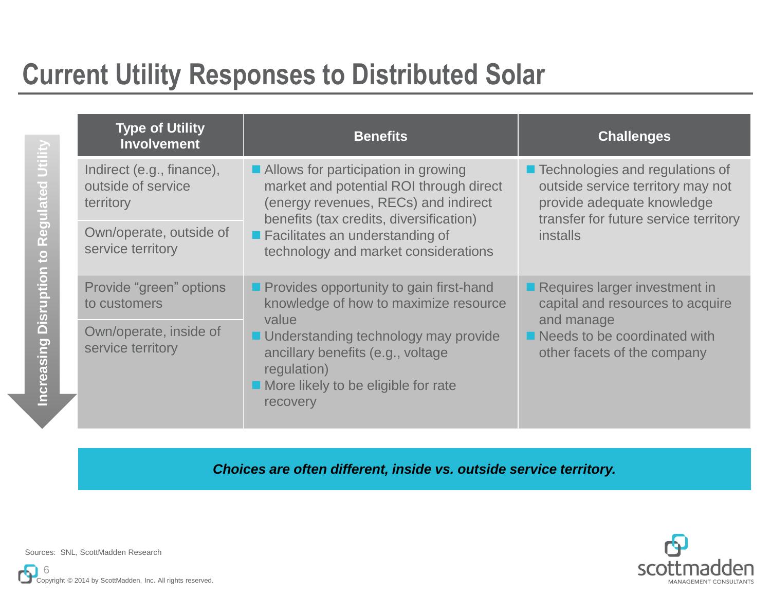# Current Utility Responses to Distributed Solar

Increasing Disruption to Regulated Utility

| Type of Utility Involvement | Benefits | Challenges |
|---|---|---|
| Indirect (e.g., finance), outside of service territory<br>Own/operate, outside of service territory | ■ Allows for participation in growing market and potential ROI through direct (energy revenues, RECs) and indirect benefits (tax credits, diversification)<br>■ Facilitates an understanding of technology and market considerations | ■ Technologies and regulations of outside service territory may not provide adequate knowledge transfer for future service territory installs |
| Provide "green" options to customers<br>Own/operate, inside of service territory | ■ Provides opportunity to gain first-hand knowledge of how to maximize resource value<br>■ Understanding technology may provide ancillary benefits (e.g., voltage regulation)<br>■ More likely to be eligible for rate recovery | ■ Requires larger investment in capital and resources to acquire and manage<br>■ Needs to be coordinated with other facets of the company |

***Choices are often different, inside vs. outside service territory.***

Sources: SNL, ScottMadden Research

Copyright © 2014 by ScottMadden, Inc. All rights reserved.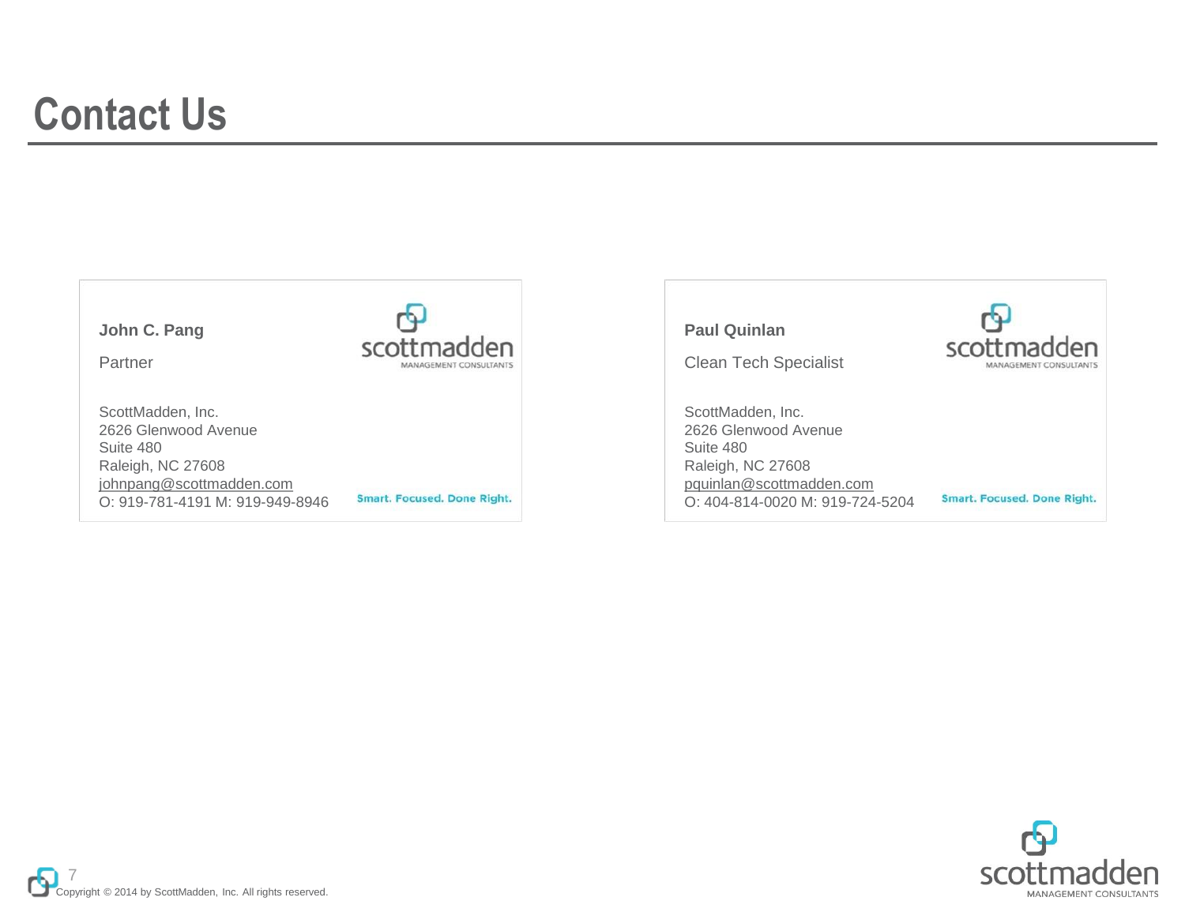# Contact Us

**John C. Pang**

Partner

scottmadden
MANAGEMENT CONSULTANTS

ScottMadden, Inc.
2626 Glenwood Avenue
Suite 480
Raleigh, NC 27608
johnpang@scottmadden.com
O: 919-781-4191 M: 919-949-8946

Smart. Focused. Done Right.

**Paul Quinlan**

Clean Tech Specialist

scottmadden
MANAGEMENT CONSULTANTS

ScottMadden, Inc.
2626 Glenwood Avenue
Suite 480
Raleigh, NC 27608
pquinlan@scottmadden.com
O: 404-814-0020 M: 919-724-5204

Smart. Focused. Done Right.

Copyright © 2014 by ScottMadden, Inc. All rights reserved.